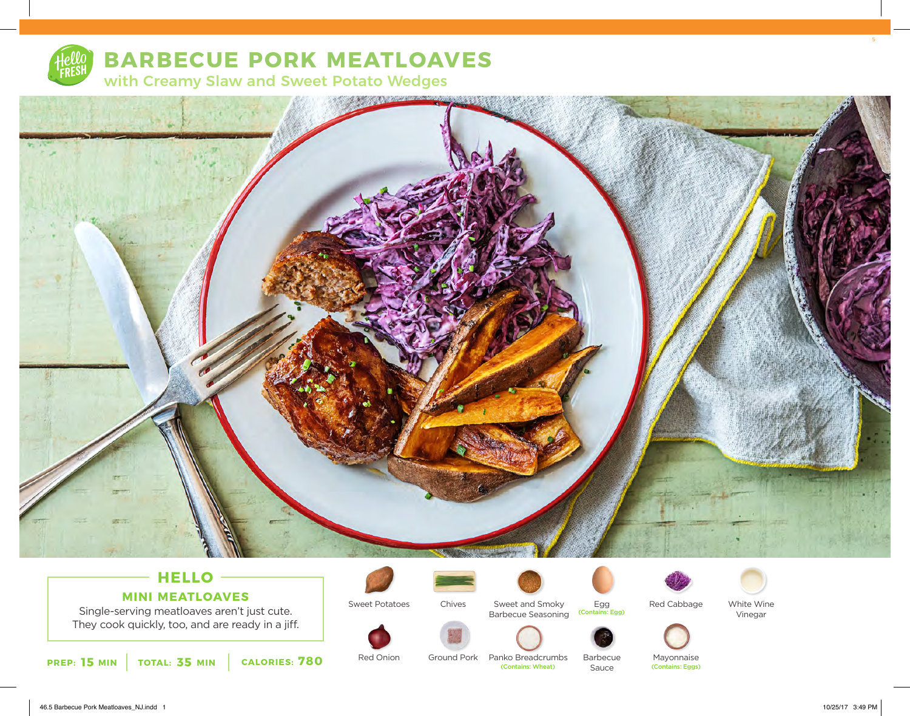# BARBECUE PORK MEATLOAVES

## with Creamy Slaw and Sweet Potato Wedges

### HELLO

**MINI MEATLOAVES**

Single-serving meatloaves aren't just cute. They cook quickly, too, and are ready in a jiff.

**PREP:** 15 MIN | **TOTAL:** 35 MIN | **CALORIES:** 780

- Sweet Potatoes
- Chives
- Sweet and Smoky Barbecue Seasoning
- Egg (Contains: Egg)
- Red Cabbage
- White Wine Vinegar
- Red Onion
- Ground Pork
- Panko Breadcrumbs (Contains: Wheat)
- Barbecue Sauce
- Mayonnaise (Contains: Eggs)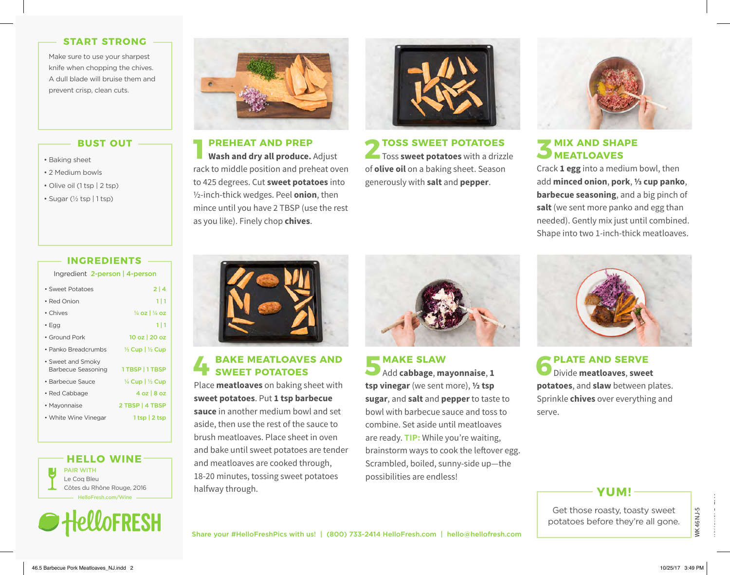## START STRONG

Make sure to use your sharpest knife when chopping the chives. A dull blade will bruise them and prevent crisp, clean cuts.

## BUST OUT

- Baking sheet
- 2 Medium bowls
- Olive oil (1 tsp | 2 tsp)
- Sugar (½ tsp | 1 tsp)

## INGREDIENTS

| Ingredient | 2-person \| 4-person |
|---|---|
| Sweet Potatoes | 2 \| 4 |
| Red Onion | 1 \| 1 |
| Chives | ¼ oz \| ¼ oz |
| Egg | 1 \| 1 |
| Ground Pork | 10 oz \| 20 oz |
| Panko Breadcrumbs | ⅓ Cup \| ½ Cup |
| Sweet and Smoky Barbecue Seasoning | 1 TBSP \| 1 TBSP |
| Barbecue Sauce | ¼ Cup \| ½ Cup |
| Red Cabbage | 4 oz \| 8 oz |
| Mayonnaise | 2 TBSP \| 4 TBSP |
| White Wine Vinegar | 1 tsp \| 2 tsp |

## HELLO WINE

PAIR WITH
Le Coq Bleu
Côtes du Rhône Rouge, 2016
HelloFresh.com/Wine

HelloFRESH

## 1 PREHEAT AND PREP

**Wash and dry all produce.** Adjust rack to middle position and preheat oven to 425 degrees. Cut **sweet potatoes** into ½-inch-thick wedges. Peel **onion**, then mince until you have 2 TBSP (use the rest as you like). Finely chop **chives**.

## 2 TOSS SWEET POTATOES

Toss **sweet potatoes** with a drizzle of **olive oil** on a baking sheet. Season generously with **salt** and **pepper**.

## 3 MIX AND SHAPE MEATLOAVES

Crack **1 egg** into a medium bowl, then add **minced onion**, **pork**, **⅓ cup panko**, **barbecue seasoning**, and a big pinch of **salt** (we sent more panko and egg than needed). Gently mix just until combined. Shape into two 1-inch-thick meatloaves.

## 4 BAKE MEATLOAVES AND SWEET POTATOES

Place **meatloaves** on baking sheet with **sweet potatoes**. Put **1 tsp barbecue sauce** in another medium bowl and set aside, then use the rest of the sauce to brush meatloaves. Place sheet in oven and bake until sweet potatoes are tender and meatloaves are cooked through, 18-20 minutes, tossing sweet potatoes halfway through.

## 5 MAKE SLAW

Add **cabbage**, **mayonnaise**, **1 tsp vinegar** (we sent more), **½ tsp sugar**, and **salt** and **pepper** to taste to bowl with barbecue sauce and toss to combine. Set aside until meatloaves are ready. **TIP:** While you're waiting, brainstorm ways to cook the leftover egg. Scrambled, boiled, sunny-side up—the possibilities are endless!

## 6 PLATE AND SERVE

Divide **meatloaves**, **sweet potatoes**, and **slaw** between plates. Sprinkle **chives** over everything and serve.

## YUM!

Get those roasty, toasty sweet potatoes before they're all gone.

Share your #HelloFreshPics with us! | (800) 733-2414 HelloFresh.com | hello@hellofresh.com

WK46NJ-5